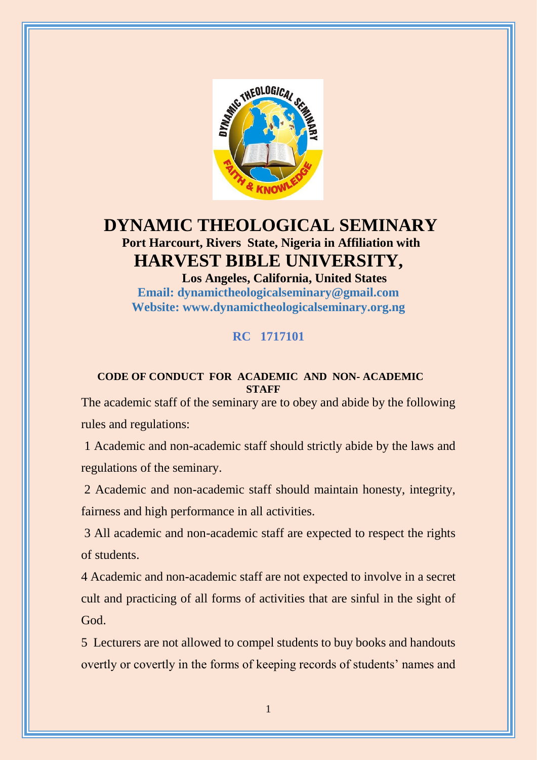# DYNAMIC THEOLOGICAL SEMINARY

**Port Harcourt, Rivers State, Nigeria in Affiliation with**

## HARVEST BIBLE UNIVERSITY,

**Los Angeles, California, United States**

**Email: dynamictheologicalseminary@gmail.com**

**Website: www.dynamictheologicalseminary.org.ng**

**RC 1717101**

### CODE OF CONDUCT FOR ACADEMIC AND NON- ACADEMIC STAFF

The academic staff of the seminary are to obey and abide by the following rules and regulations:

1 Academic and non-academic staff should strictly abide by the laws and regulations of the seminary.

2 Academic and non-academic staff should maintain honesty, integrity, fairness and high performance in all activities.

3 All academic and non-academic staff are expected to respect the rights of students.

4 Academic and non-academic staff are not expected to involve in a secret cult and practicing of all forms of activities that are sinful in the sight of God.

5 Lecturers are not allowed to compel students to buy books and handouts overtly or covertly in the forms of keeping records of students' names and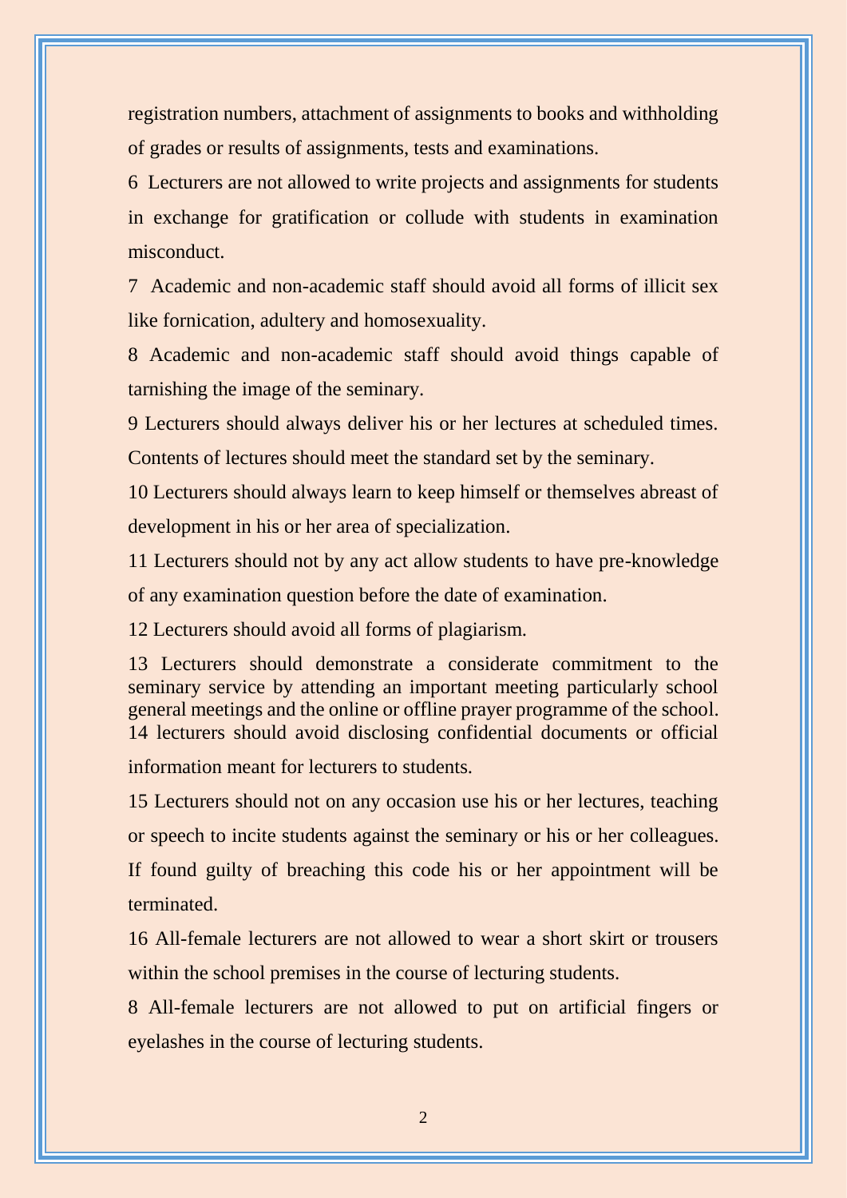registration numbers, attachment of assignments to books and withholding of grades or results of assignments, tests and examinations.

6 Lecturers are not allowed to write projects and assignments for students in exchange for gratification or collude with students in examination misconduct.

7 Academic and non-academic staff should avoid all forms of illicit sex like fornication, adultery and homosexuality.

8 Academic and non-academic staff should avoid things capable of tarnishing the image of the seminary.

9 Lecturers should always deliver his or her lectures at scheduled times. Contents of lectures should meet the standard set by the seminary.

10 Lecturers should always learn to keep himself or themselves abreast of development in his or her area of specialization.

11 Lecturers should not by any act allow students to have pre-knowledge of any examination question before the date of examination.

12 Lecturers should avoid all forms of plagiarism.

13 Lecturers should demonstrate a considerate commitment to the seminary service by attending an important meeting particularly school general meetings and the online or offline prayer programme of the school.

14 lecturers should avoid disclosing confidential documents or official information meant for lecturers to students.

15 Lecturers should not on any occasion use his or her lectures, teaching or speech to incite students against the seminary or his or her colleagues. If found guilty of breaching this code his or her appointment will be terminated.

16 All-female lecturers are not allowed to wear a short skirt or trousers within the school premises in the course of lecturing students.

8 All-female lecturers are not allowed to put on artificial fingers or eyelashes in the course of lecturing students.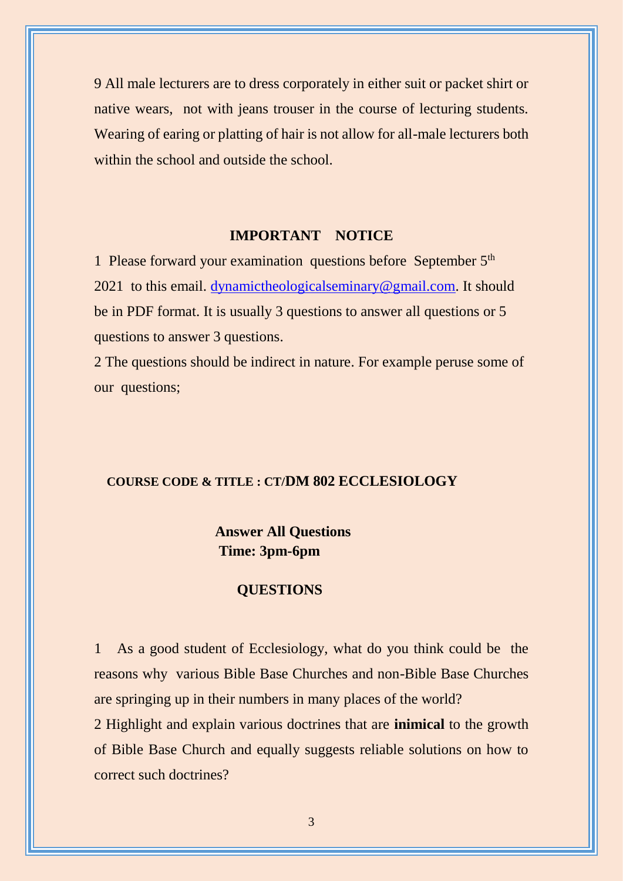9 All male lecturers are to dress corporately in either suit or packet shirt or native wears, not with jeans trouser in the course of lecturing students. Wearing of earing or platting of hair is not allow for all-male lecturers both within the school and outside the school.

## IMPORTANT NOTICE

1 Please forward your examination questions before September 5th 2021 to this email. dynamictheologicalseminary@gmail.com. It should be in PDF format. It is usually 3 questions to answer all questions or 5 questions to answer 3 questions.

2 The questions should be indirect in nature. For example peruse some of our questions;

**COURSE CODE & TITLE : CT/DM 802 ECCLESIOLOGY**

**Answer All Questions**
**Time: 3pm-6pm**

**QUESTIONS**

1 As a good student of Ecclesiology, what do you think could be the reasons why various Bible Base Churches and non-Bible Base Churches are springing up in their numbers in many places of the world?

2 Highlight and explain various doctrines that are **inimical** to the growth of Bible Base Church and equally suggests reliable solutions on how to correct such doctrines?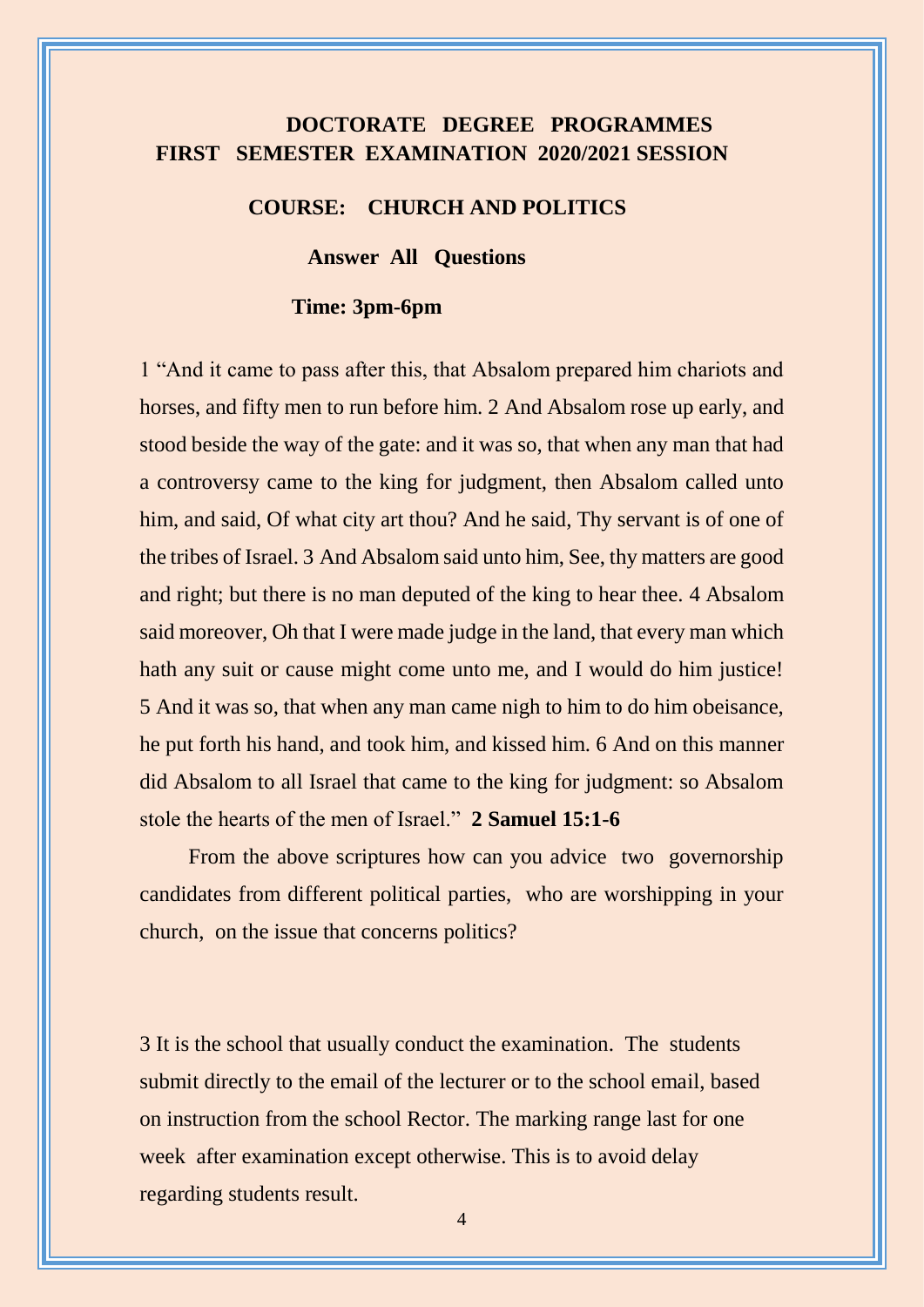**DOCTORATE DEGREE PROGRAMMES**
**FIRST SEMESTER EXAMINATION 2020/2021 SESSION**

**COURSE: CHURCH AND POLITICS**

**Answer All Questions**

**Time: 3pm-6pm**

1 "And it came to pass after this, that Absalom prepared him chariots and horses, and fifty men to run before him. 2 And Absalom rose up early, and stood beside the way of the gate: and it was so, that when any man that had a controversy came to the king for judgment, then Absalom called unto him, and said, Of what city art thou? And he said, Thy servant is of one of the tribes of Israel. 3 And Absalom said unto him, See, thy matters are good and right; but there is no man deputed of the king to hear thee. 4 Absalom said moreover, Oh that I were made judge in the land, that every man which hath any suit or cause might come unto me, and I would do him justice! 5 And it was so, that when any man came nigh to him to do him obeisance, he put forth his hand, and took him, and kissed him. 6 And on this manner did Absalom to all Israel that came to the king for judgment: so Absalom stole the hearts of the men of Israel." **2 Samuel 15:1-6**

From the above scriptures how can you advice two governorship candidates from different political parties, who are worshipping in your church, on the issue that concerns politics?

3 It is the school that usually conduct the examination. The students submit directly to the email of the lecturer or to the school email, based on instruction from the school Rector. The marking range last for one week after examination except otherwise. This is to avoid delay regarding students result.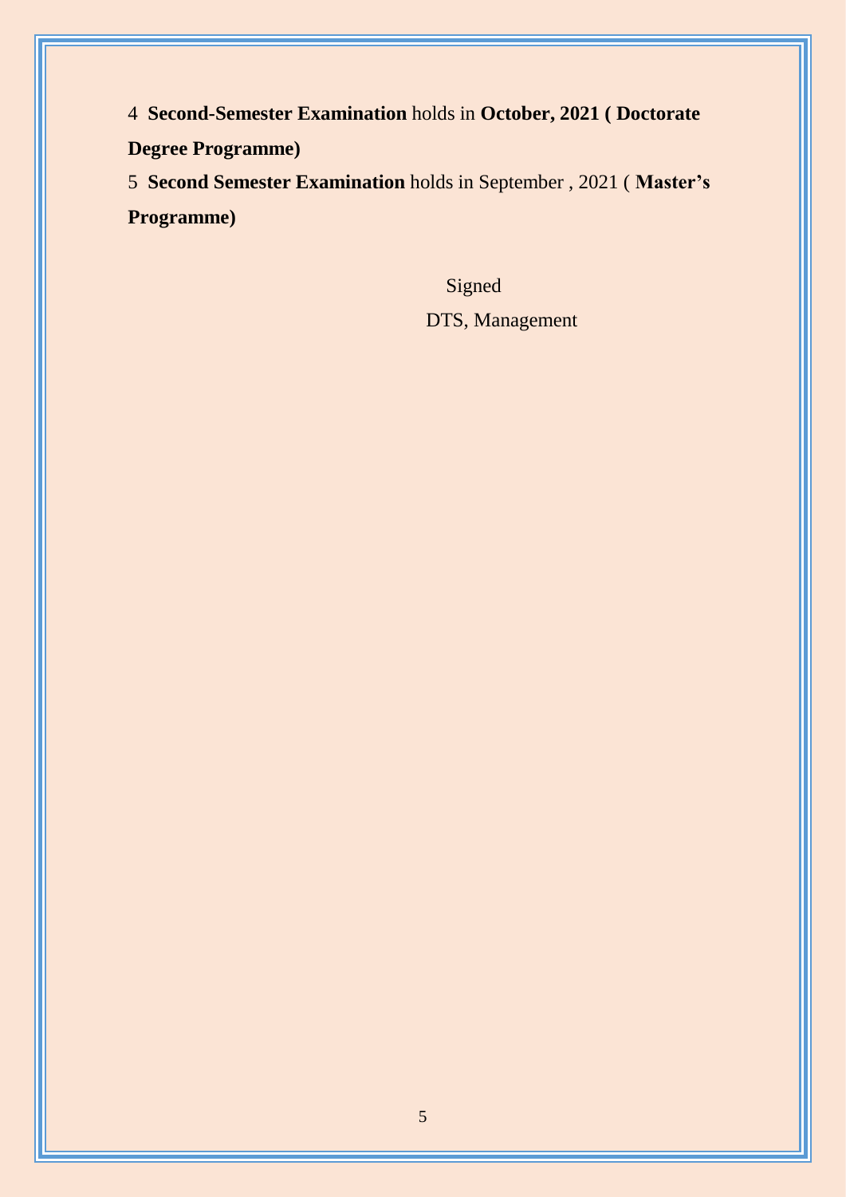4 **Second-Semester Examination** holds in **October, 2021 ( Doctorate Degree Programme)**

5 **Second Semester Examination** holds in September , 2021 ( **Master's Programme)**

Signed

DTS, Management